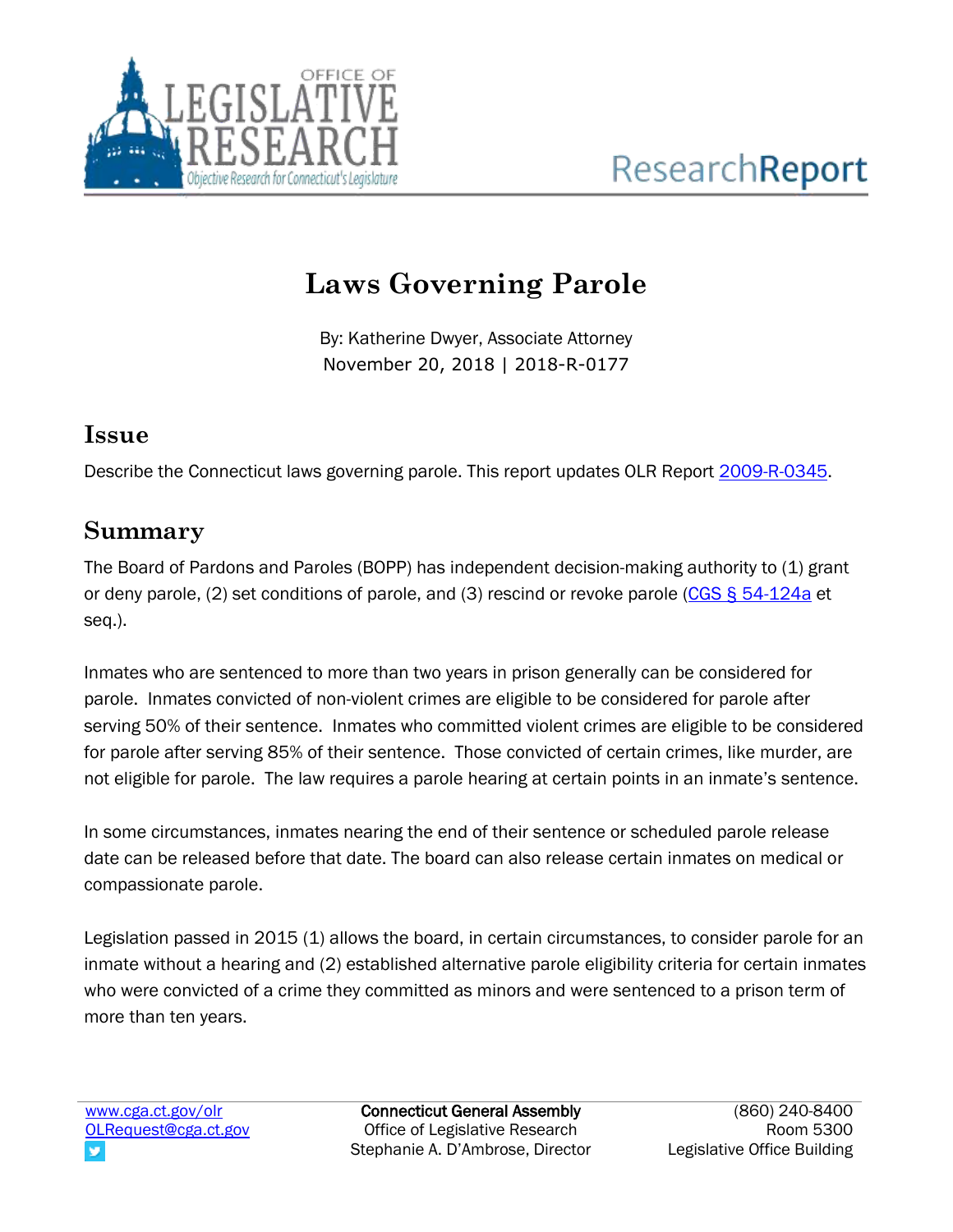# Laws Governing Parole

By: Katherine Dwyer, Associate Attorney
November 20, 2018 | 2018-R-0177

## Issue

Describe the Connecticut laws governing parole. This report updates OLR Report 2009-R-0345.

## Summary

The Board of Pardons and Paroles (BOPP) has independent decision-making authority to (1) grant or deny parole, (2) set conditions of parole, and (3) rescind or revoke parole (CGS § 54-124a et seq.).

Inmates who are sentenced to more than two years in prison generally can be considered for parole. Inmates convicted of non-violent crimes are eligible to be considered for parole after serving 50% of their sentence. Inmates who committed violent crimes are eligible to be considered for parole after serving 85% of their sentence. Those convicted of certain crimes, like murder, are not eligible for parole. The law requires a parole hearing at certain points in an inmate's sentence.

In some circumstances, inmates nearing the end of their sentence or scheduled parole release date can be released before that date. The board can also release certain inmates on medical or compassionate parole.

Legislation passed in 2015 (1) allows the board, in certain circumstances, to consider parole for an inmate without a hearing and (2) established alternative parole eligibility criteria for certain inmates who were convicted of a crime they committed as minors and were sentenced to a prison term of more than ten years.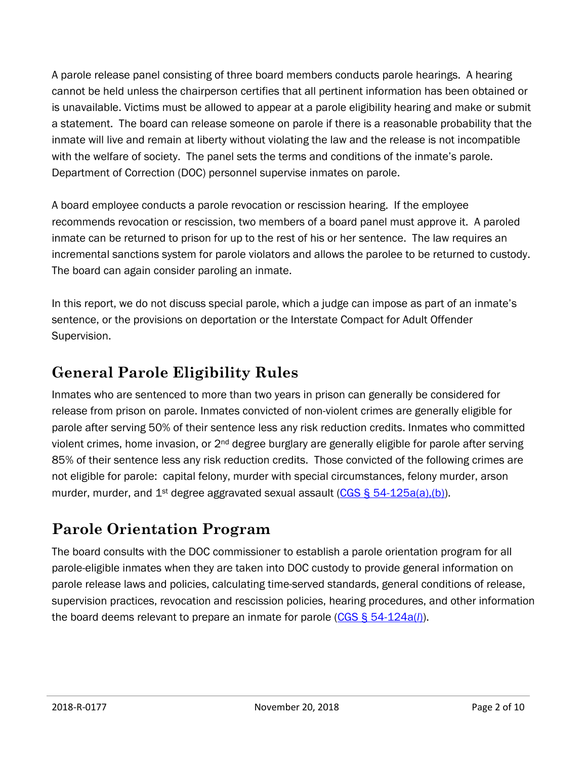A parole release panel consisting of three board members conducts parole hearings. A hearing cannot be held unless the chairperson certifies that all pertinent information has been obtained or is unavailable. Victims must be allowed to appear at a parole eligibility hearing and make or submit a statement. The board can release someone on parole if there is a reasonable probability that the inmate will live and remain at liberty without violating the law and the release is not incompatible with the welfare of society. The panel sets the terms and conditions of the inmate's parole. Department of Correction (DOC) personnel supervise inmates on parole.

A board employee conducts a parole revocation or rescission hearing. If the employee recommends revocation or rescission, two members of a board panel must approve it. A paroled inmate can be returned to prison for up to the rest of his or her sentence. The law requires an incremental sanctions system for parole violators and allows the parolee to be returned to custody. The board can again consider paroling an inmate.

In this report, we do not discuss special parole, which a judge can impose as part of an inmate's sentence, or the provisions on deportation or the Interstate Compact for Adult Offender Supervision.

## General Parole Eligibility Rules

Inmates who are sentenced to more than two years in prison can generally be considered for release from prison on parole. Inmates convicted of non-violent crimes are generally eligible for parole after serving 50% of their sentence less any risk reduction credits. Inmates who committed violent crimes, home invasion, or 2nd degree burglary are generally eligible for parole after serving 85% of their sentence less any risk reduction credits. Those convicted of the following crimes are not eligible for parole: capital felony, murder with special circumstances, felony murder, arson murder, murder, and 1st degree aggravated sexual assault (CGS § 54-125a(a),(b)).

## Parole Orientation Program

The board consults with the DOC commissioner to establish a parole orientation program for all parole-eligible inmates when they are taken into DOC custody to provide general information on parole release laws and policies, calculating time-served standards, general conditions of release, supervision practices, revocation and rescission policies, hearing procedures, and other information the board deems relevant to prepare an inmate for parole (CGS § 54-124a(*l*)).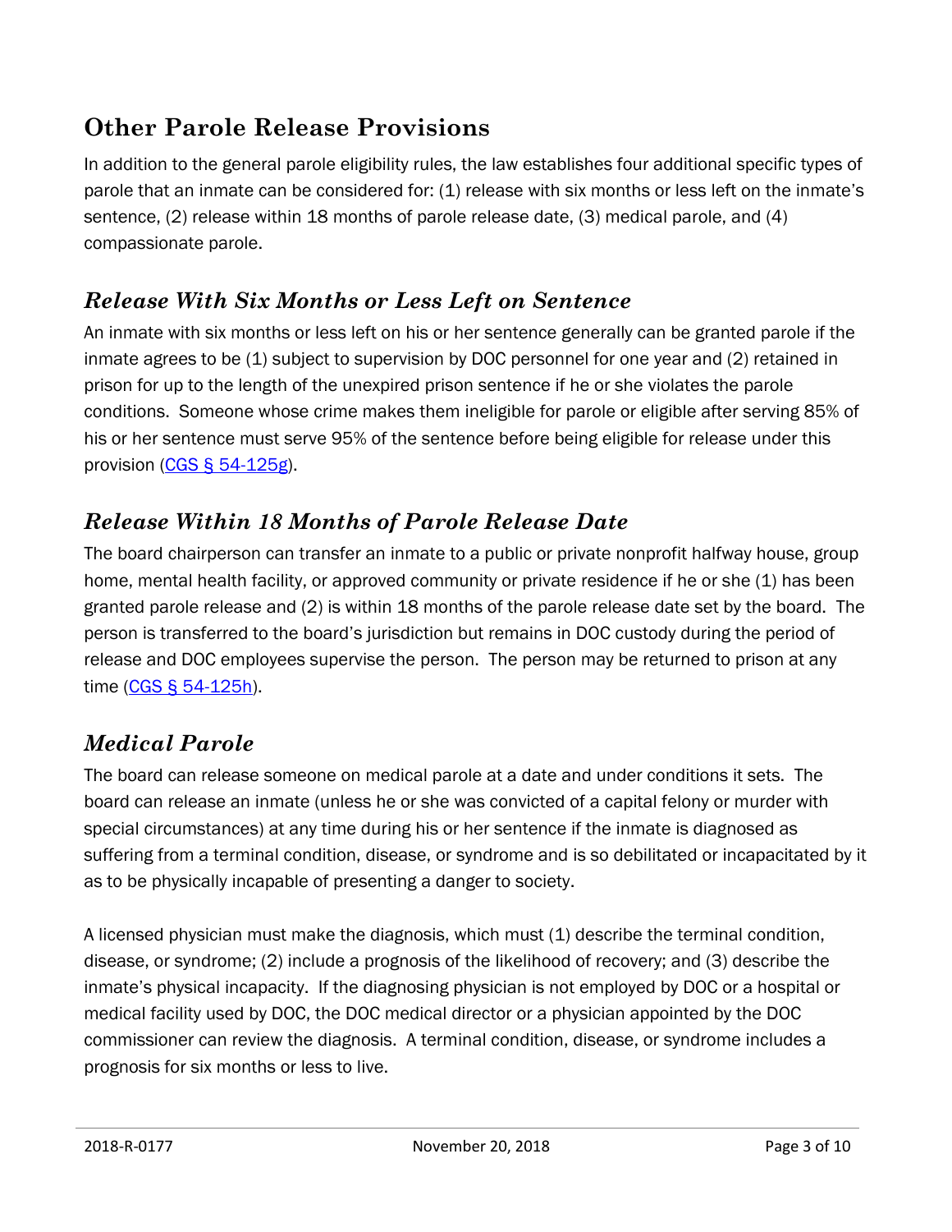## Other Parole Release Provisions

In addition to the general parole eligibility rules, the law establishes four additional specific types of parole that an inmate can be considered for: (1) release with six months or less left on the inmate's sentence, (2) release within 18 months of parole release date, (3) medical parole, and (4) compassionate parole.

### *Release With Six Months or Less Left on Sentence*

An inmate with six months or less left on his or her sentence generally can be granted parole if the inmate agrees to be (1) subject to supervision by DOC personnel for one year and (2) retained in prison for up to the length of the unexpired prison sentence if he or she violates the parole conditions. Someone whose crime makes them ineligible for parole or eligible after serving 85% of his or her sentence must serve 95% of the sentence before being eligible for release under this provision (CGS § 54-125g).

### *Release Within 18 Months of Parole Release Date*

The board chairperson can transfer an inmate to a public or private nonprofit halfway house, group home, mental health facility, or approved community or private residence if he or she (1) has been granted parole release and (2) is within 18 months of the parole release date set by the board. The person is transferred to the board's jurisdiction but remains in DOC custody during the period of release and DOC employees supervise the person. The person may be returned to prison at any time (CGS § 54-125h).

### *Medical Parole*

The board can release someone on medical parole at a date and under conditions it sets. The board can release an inmate (unless he or she was convicted of a capital felony or murder with special circumstances) at any time during his or her sentence if the inmate is diagnosed as suffering from a terminal condition, disease, or syndrome and is so debilitated or incapacitated by it as to be physically incapable of presenting a danger to society.

A licensed physician must make the diagnosis, which must (1) describe the terminal condition, disease, or syndrome; (2) include a prognosis of the likelihood of recovery; and (3) describe the inmate's physical incapacity. If the diagnosing physician is not employed by DOC or a hospital or medical facility used by DOC, the DOC medical director or a physician appointed by the DOC commissioner can review the diagnosis. A terminal condition, disease, or syndrome includes a prognosis for six months or less to live.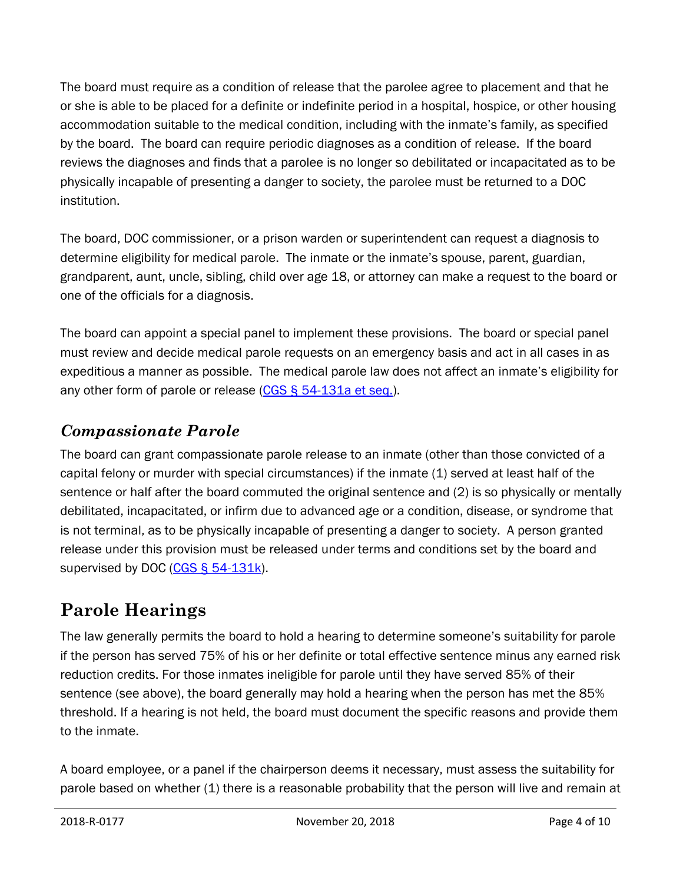The board must require as a condition of release that the parolee agree to placement and that he or she is able to be placed for a definite or indefinite period in a hospital, hospice, or other housing accommodation suitable to the medical condition, including with the inmate's family, as specified by the board. The board can require periodic diagnoses as a condition of release. If the board reviews the diagnoses and finds that a parolee is no longer so debilitated or incapacitated as to be physically incapable of presenting a danger to society, the parolee must be returned to a DOC institution.

The board, DOC commissioner, or a prison warden or superintendent can request a diagnosis to determine eligibility for medical parole. The inmate or the inmate's spouse, parent, guardian, grandparent, aunt, uncle, sibling, child over age 18, or attorney can make a request to the board or one of the officials for a diagnosis.

The board can appoint a special panel to implement these provisions. The board or special panel must review and decide medical parole requests on an emergency basis and act in all cases in as expeditious a manner as possible. The medical parole law does not affect an inmate's eligibility for any other form of parole or release (CGS § 54-131a et seq.).

### *Compassionate Parole*

The board can grant compassionate parole release to an inmate (other than those convicted of a capital felony or murder with special circumstances) if the inmate (1) served at least half of the sentence or half after the board commuted the original sentence and (2) is so physically or mentally debilitated, incapacitated, or infirm due to advanced age or a condition, disease, or syndrome that is not terminal, as to be physically incapable of presenting a danger to society. A person granted release under this provision must be released under terms and conditions set by the board and supervised by DOC (CGS § 54-131k).

## Parole Hearings

The law generally permits the board to hold a hearing to determine someone's suitability for parole if the person has served 75% of his or her definite or total effective sentence minus any earned risk reduction credits. For those inmates ineligible for parole until they have served 85% of their sentence (see above), the board generally may hold a hearing when the person has met the 85% threshold. If a hearing is not held, the board must document the specific reasons and provide them to the inmate.

A board employee, or a panel if the chairperson deems it necessary, must assess the suitability for parole based on whether (1) there is a reasonable probability that the person will live and remain at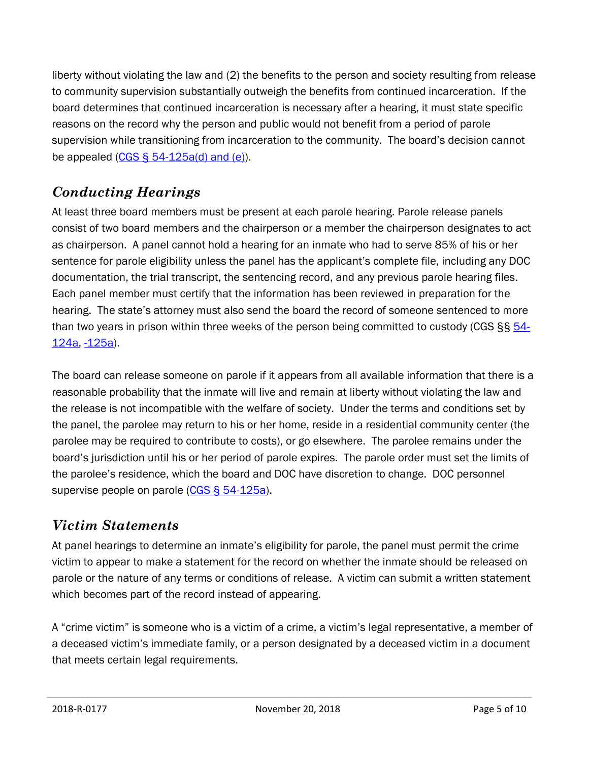liberty without violating the law and (2) the benefits to the person and society resulting from release to community supervision substantially outweigh the benefits from continued incarceration. If the board determines that continued incarceration is necessary after a hearing, it must state specific reasons on the record why the person and public would not benefit from a period of parole supervision while transitioning from incarceration to the community. The board's decision cannot be appealed (CGS § 54-125a(d) and (e)).

## *Conducting Hearings*

At least three board members must be present at each parole hearing. Parole release panels consist of two board members and the chairperson or a member the chairperson designates to act as chairperson. A panel cannot hold a hearing for an inmate who had to serve 85% of his or her sentence for parole eligibility unless the panel has the applicant's complete file, including any DOC documentation, the trial transcript, the sentencing record, and any previous parole hearing files. Each panel member must certify that the information has been reviewed in preparation for the hearing. The state's attorney must also send the board the record of someone sentenced to more than two years in prison within three weeks of the person being committed to custody (CGS §§ 54-124a, -125a).

The board can release someone on parole if it appears from all available information that there is a reasonable probability that the inmate will live and remain at liberty without violating the law and the release is not incompatible with the welfare of society. Under the terms and conditions set by the panel, the parolee may return to his or her home, reside in a residential community center (the parolee may be required to contribute to costs), or go elsewhere. The parolee remains under the board's jurisdiction until his or her period of parole expires. The parole order must set the limits of the parolee's residence, which the board and DOC have discretion to change. DOC personnel supervise people on parole (CGS § 54-125a).

## *Victim Statements*

At panel hearings to determine an inmate's eligibility for parole, the panel must permit the crime victim to appear to make a statement for the record on whether the inmate should be released on parole or the nature of any terms or conditions of release. A victim can submit a written statement which becomes part of the record instead of appearing.

A "crime victim" is someone who is a victim of a crime, a victim's legal representative, a member of a deceased victim's immediate family, or a person designated by a deceased victim in a document that meets certain legal requirements.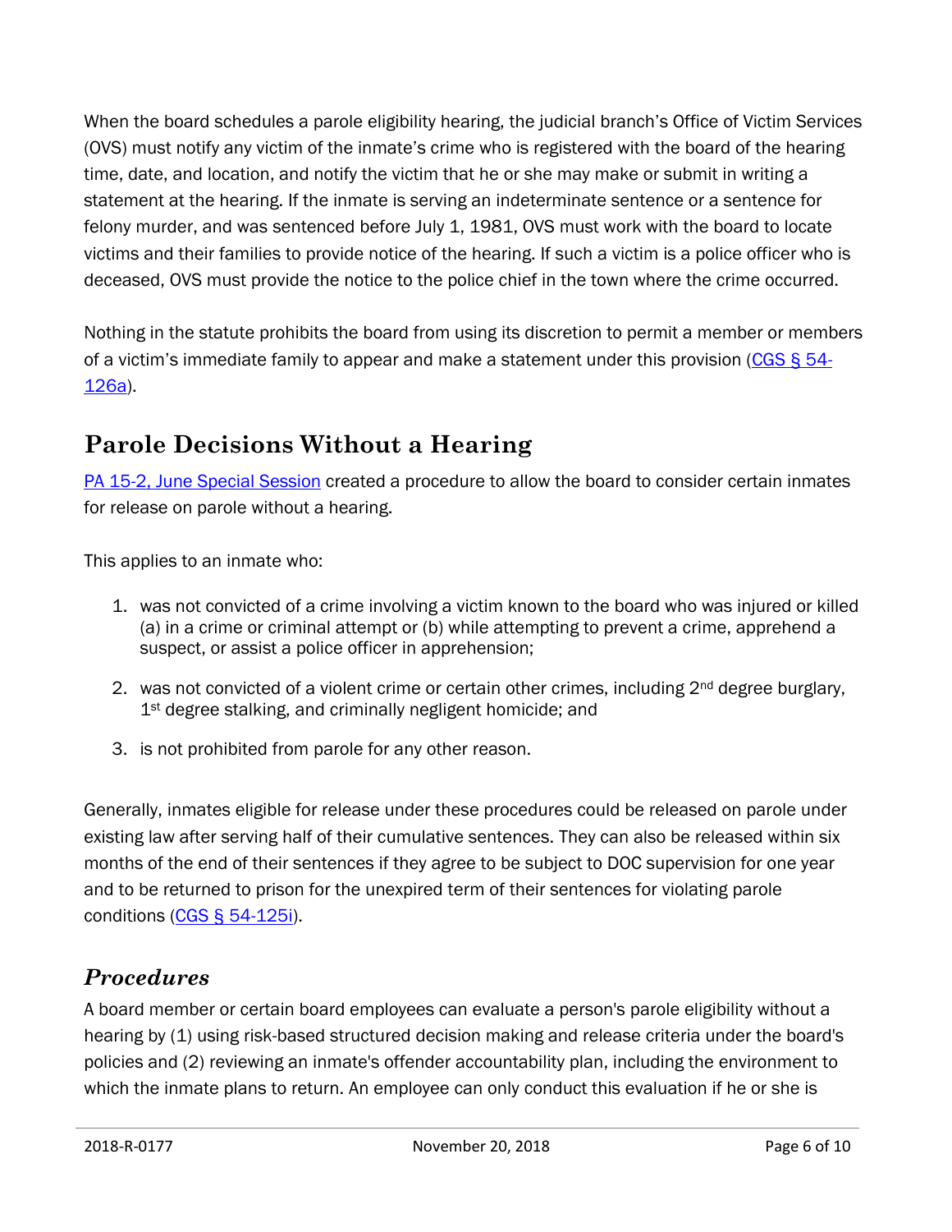When the board schedules a parole eligibility hearing, the judicial branch's Office of Victim Services (OVS) must notify any victim of the inmate's crime who is registered with the board of the hearing time, date, and location, and notify the victim that he or she may make or submit in writing a statement at the hearing. If the inmate is serving an indeterminate sentence or a sentence for felony murder, and was sentenced before July 1, 1981, OVS must work with the board to locate victims and their families to provide notice of the hearing. If such a victim is a police officer who is deceased, OVS must provide the notice to the police chief in the town where the crime occurred.

Nothing in the statute prohibits the board from using its discretion to permit a member or members of a victim's immediate family to appear and make a statement under this provision (CGS § 54-126a).

## Parole Decisions Without a Hearing

PA 15-2, June Special Session created a procedure to allow the board to consider certain inmates for release on parole without a hearing.

This applies to an inmate who:

1. was not convicted of a crime involving a victim known to the board who was injured or killed (a) in a crime or criminal attempt or (b) while attempting to prevent a crime, apprehend a suspect, or assist a police officer in apprehension;
2. was not convicted of a violent crime or certain other crimes, including 2nd degree burglary, 1st degree stalking, and criminally negligent homicide; and
3. is not prohibited from parole for any other reason.

Generally, inmates eligible for release under these procedures could be released on parole under existing law after serving half of their cumulative sentences. They can also be released within six months of the end of their sentences if they agree to be subject to DOC supervision for one year and to be returned to prison for the unexpired term of their sentences for violating parole conditions (CGS § 54-125i).

### *Procedures*

A board member or certain board employees can evaluate a person's parole eligibility without a hearing by (1) using risk-based structured decision making and release criteria under the board's policies and (2) reviewing an inmate's offender accountability plan, including the environment to which the inmate plans to return. An employee can only conduct this evaluation if he or she is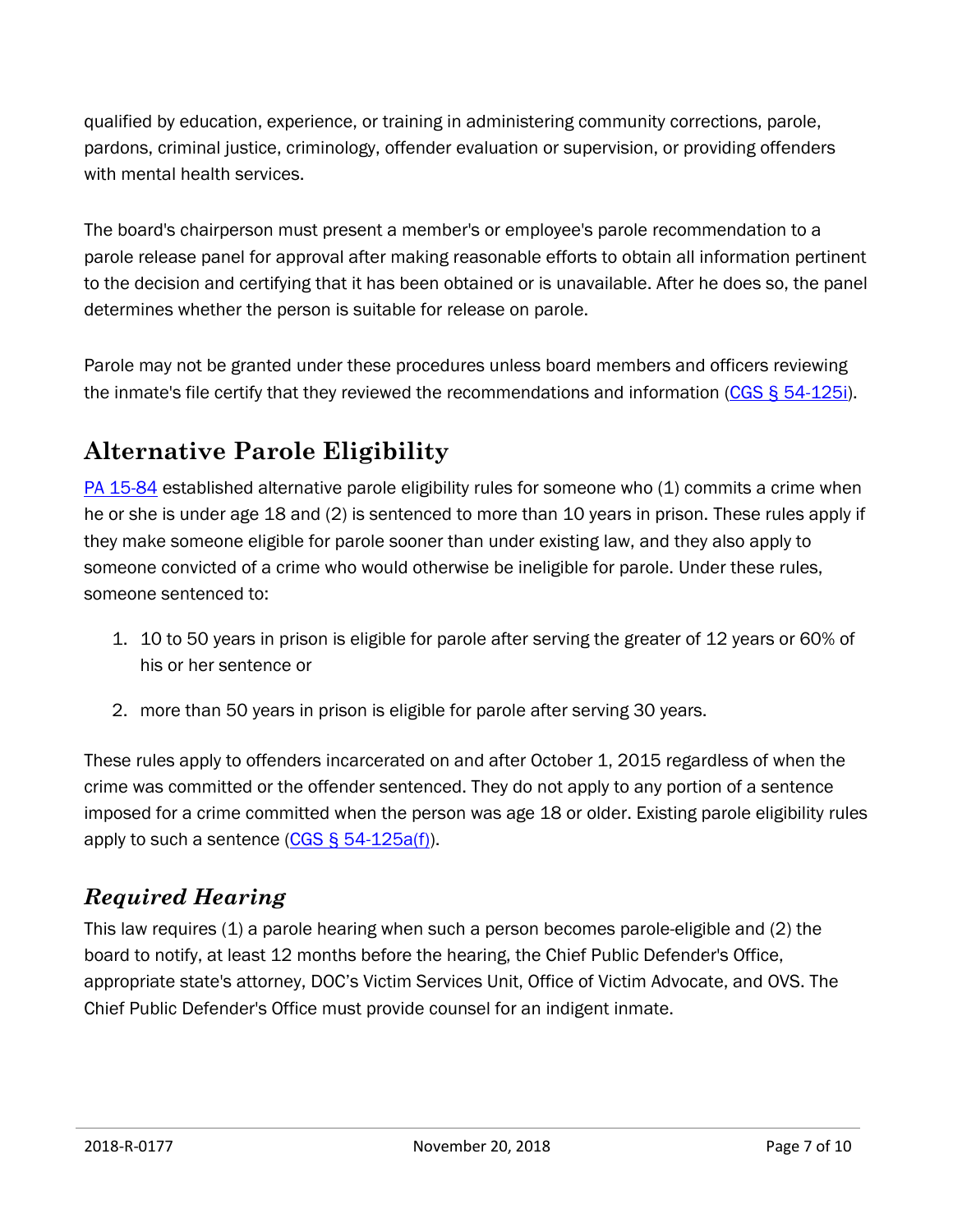qualified by education, experience, or training in administering community corrections, parole, pardons, criminal justice, criminology, offender evaluation or supervision, or providing offenders with mental health services.

The board's chairperson must present a member's or employee's parole recommendation to a parole release panel for approval after making reasonable efforts to obtain all information pertinent to the decision and certifying that it has been obtained or is unavailable. After he does so, the panel determines whether the person is suitable for release on parole.

Parole may not be granted under these procedures unless board members and officers reviewing the inmate's file certify that they reviewed the recommendations and information (CGS § 54-125i).

## Alternative Parole Eligibility

PA 15-84 established alternative parole eligibility rules for someone who (1) commits a crime when he or she is under age 18 and (2) is sentenced to more than 10 years in prison. These rules apply if they make someone eligible for parole sooner than under existing law, and they also apply to someone convicted of a crime who would otherwise be ineligible for parole. Under these rules, someone sentenced to:

1. 10 to 50 years in prison is eligible for parole after serving the greater of 12 years or 60% of his or her sentence or
2. more than 50 years in prison is eligible for parole after serving 30 years.

These rules apply to offenders incarcerated on and after October 1, 2015 regardless of when the crime was committed or the offender sentenced. They do not apply to any portion of a sentence imposed for a crime committed when the person was age 18 or older. Existing parole eligibility rules apply to such a sentence (CGS § 54-125a(f)).

### *Required Hearing*

This law requires (1) a parole hearing when such a person becomes parole-eligible and (2) the board to notify, at least 12 months before the hearing, the Chief Public Defender's Office, appropriate state's attorney, DOC's Victim Services Unit, Office of Victim Advocate, and OVS. The Chief Public Defender's Office must provide counsel for an indigent inmate.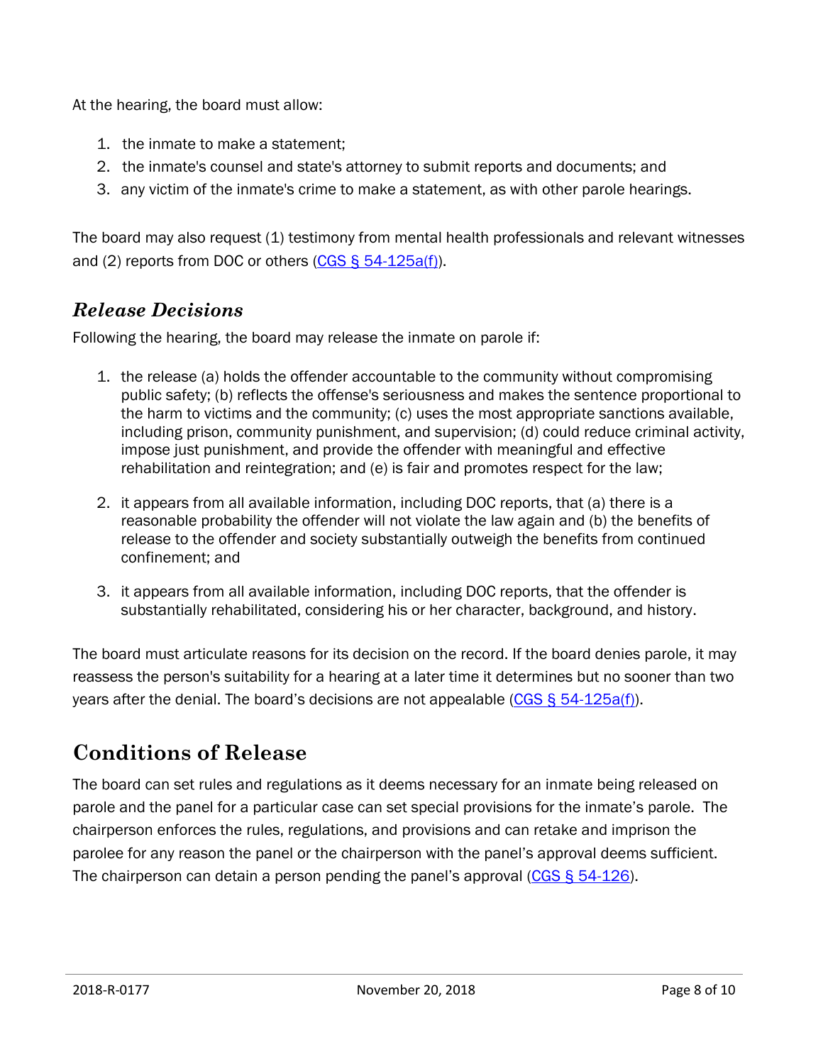At the hearing, the board must allow:

1. the inmate to make a statement;
2. the inmate's counsel and state's attorney to submit reports and documents; and
3. any victim of the inmate's crime to make a statement, as with other parole hearings.

The board may also request (1) testimony from mental health professionals and relevant witnesses and (2) reports from DOC or others (CGS § 54-125a(f)).

### *Release Decisions*

Following the hearing, the board may release the inmate on parole if:

1. the release (a) holds the offender accountable to the community without compromising public safety; (b) reflects the offense's seriousness and makes the sentence proportional to the harm to victims and the community; (c) uses the most appropriate sanctions available, including prison, community punishment, and supervision; (d) could reduce criminal activity, impose just punishment, and provide the offender with meaningful and effective rehabilitation and reintegration; and (e) is fair and promotes respect for the law;

2. it appears from all available information, including DOC reports, that (a) there is a reasonable probability the offender will not violate the law again and (b) the benefits of release to the offender and society substantially outweigh the benefits from continued confinement; and

3. it appears from all available information, including DOC reports, that the offender is substantially rehabilitated, considering his or her character, background, and history.

The board must articulate reasons for its decision on the record. If the board denies parole, it may reassess the person's suitability for a hearing at a later time it determines but no sooner than two years after the denial. The board's decisions are not appealable (CGS § 54-125a(f)).

## Conditions of Release

The board can set rules and regulations as it deems necessary for an inmate being released on parole and the panel for a particular case can set special provisions for the inmate's parole. The chairperson enforces the rules, regulations, and provisions and can retake and imprison the parolee for any reason the panel or the chairperson with the panel's approval deems sufficient. The chairperson can detain a person pending the panel's approval (CGS § 54-126).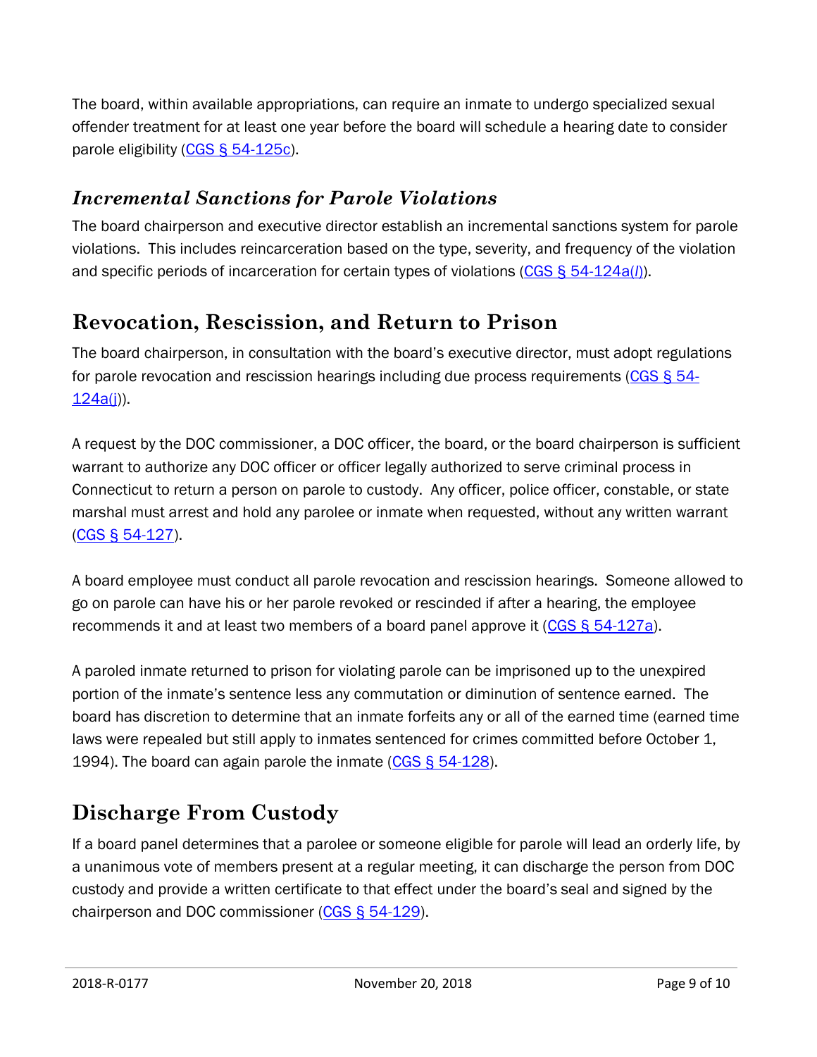The board, within available appropriations, can require an inmate to undergo specialized sexual offender treatment for at least one year before the board will schedule a hearing date to consider parole eligibility (CGS § 54-125c).

### *Incremental Sanctions for Parole Violations*

The board chairperson and executive director establish an incremental sanctions system for parole violations. This includes reincarceration based on the type, severity, and frequency of the violation and specific periods of incarceration for certain types of violations (CGS § 54-124a(*l*)).

## Revocation, Rescission, and Return to Prison

The board chairperson, in consultation with the board's executive director, must adopt regulations for parole revocation and rescission hearings including due process requirements (CGS § 54-124a(j)).

A request by the DOC commissioner, a DOC officer, the board, or the board chairperson is sufficient warrant to authorize any DOC officer or officer legally authorized to serve criminal process in Connecticut to return a person on parole to custody. Any officer, police officer, constable, or state marshal must arrest and hold any parolee or inmate when requested, without any written warrant (CGS § 54-127).

A board employee must conduct all parole revocation and rescission hearings. Someone allowed to go on parole can have his or her parole revoked or rescinded if after a hearing, the employee recommends it and at least two members of a board panel approve it (CGS § 54-127a).

A paroled inmate returned to prison for violating parole can be imprisoned up to the unexpired portion of the inmate's sentence less any commutation or diminution of sentence earned. The board has discretion to determine that an inmate forfeits any or all of the earned time (earned time laws were repealed but still apply to inmates sentenced for crimes committed before October 1, 1994). The board can again parole the inmate (CGS § 54-128).

## Discharge From Custody

If a board panel determines that a parolee or someone eligible for parole will lead an orderly life, by a unanimous vote of members present at a regular meeting, it can discharge the person from DOC custody and provide a written certificate to that effect under the board's seal and signed by the chairperson and DOC commissioner (CGS § 54-129).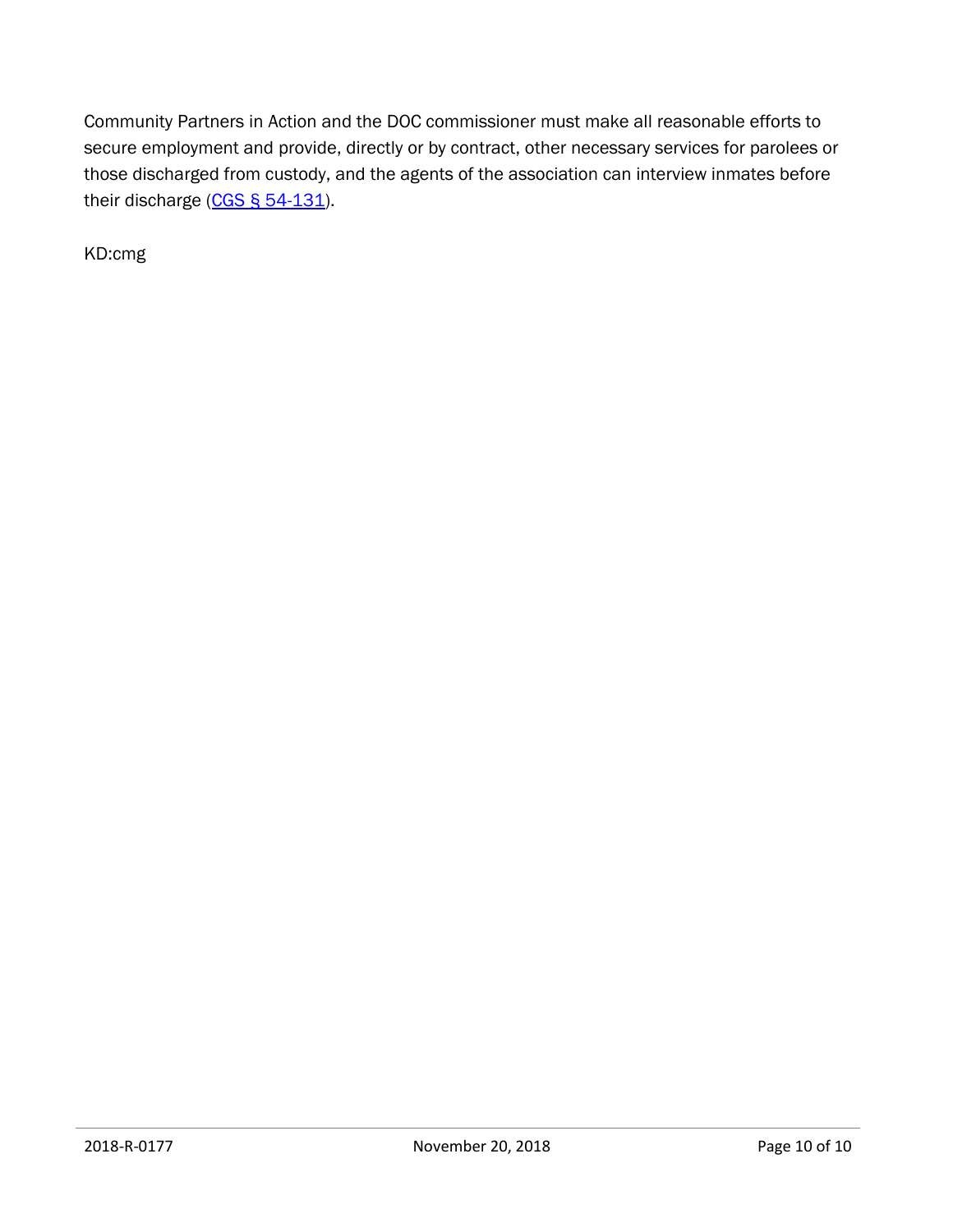Community Partners in Action and the DOC commissioner must make all reasonable efforts to secure employment and provide, directly or by contract, other necessary services for parolees or those discharged from custody, and the agents of the association can interview inmates before their discharge (CGS § 54-131).

KD:cmg